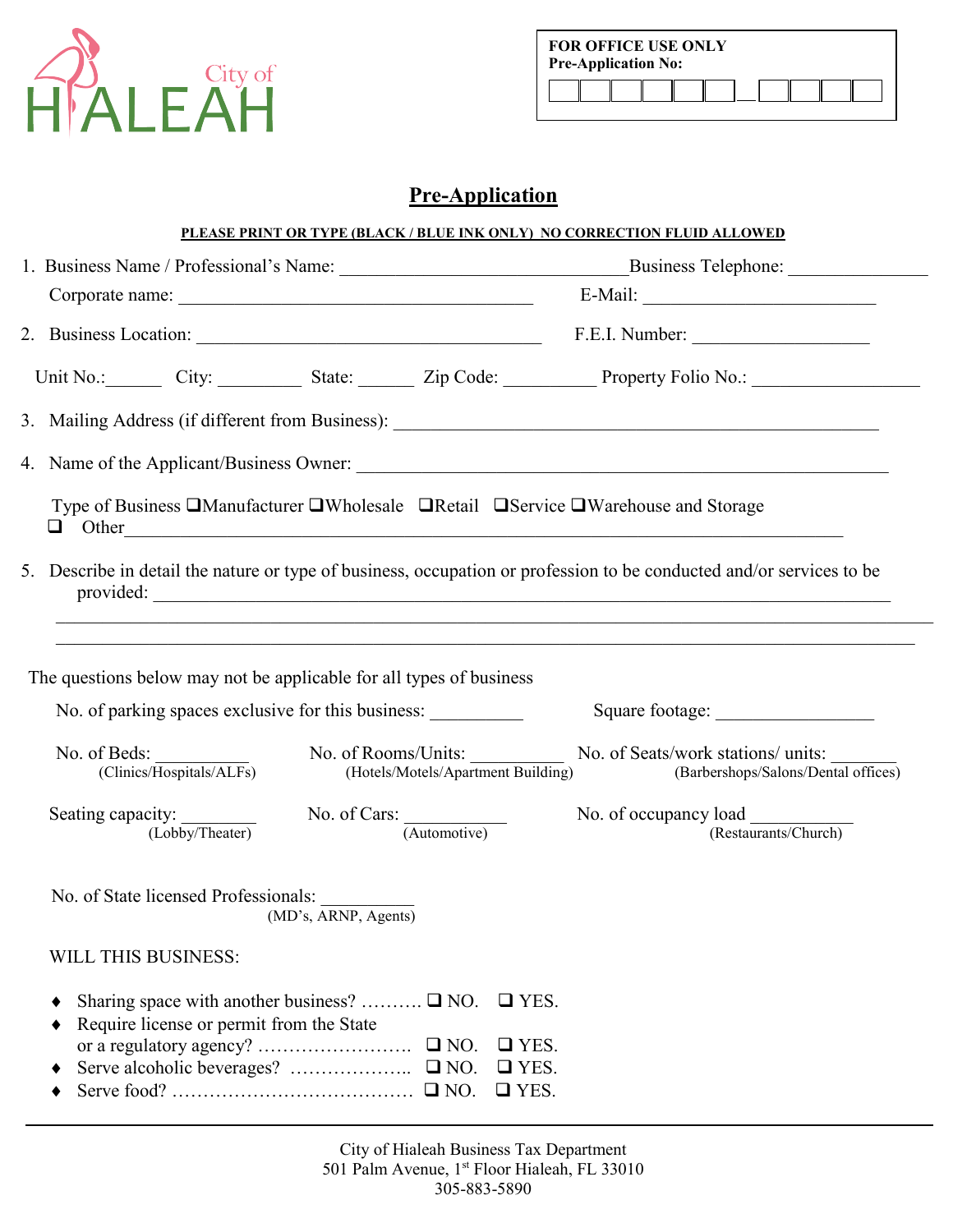City of HIALEAH

**FOR OFFICE USE ONLY**
**Pre-Application No:** ☐☐☐☐☐☐__☐☐☐☐

# Pre-Application

**PLEASE PRINT OR TYPE (BLACK / BLUE INK ONLY) NO CORRECTION FLUID ALLOWED**

1. Business Name / Professional's Name: ______________________________ Business Telephone: _______________
   Corporate name: ______________________________________ E-Mail: _________________________
2. Business Location: _____________________________________ F.E.I. Number: ___________________

   Unit No.:______ City: _________ State: ______ Zip Code: __________ Property Folio No.: __________________
3. Mailing Address (if different from Business): _____________________________________________________
4. Name of the Applicant/Business Owner: _________________________________________________________

   Type of Business ❑Manufacturer ❑Wholesale ❑Retail ❑Service ❑Warehouse and Storage
   ❑ Other_____________________________________________________________________________
5. Describe in detail the nature or type of business, occupation or profession to be conducted and/or services to be provided: ______________________________________________________________________________
   ______________________________________________________________________________________________
   ______________________________________________________________________________________________

The questions below may not be applicable for all types of business

No. of parking spaces exclusive for this business: __________ Square footage: _________________

No. of Beds: __________ (Clinics/Hospitals/ALFs) No. of Rooms/Units: __________ (Hotels/Motels/Apartment Building) No. of Seats/work stations/ units: _______ (Barbershops/Salons/Dental offices)

Seating capacity: ________ (Lobby/Theater) No. of Cars: ___________ (Automotive) No. of occupancy load __________ (Restaurants/Church)

No. of State licensed Professionals: __________ (MD's, ARNP, Agents)

WILL THIS BUSINESS:

- Sharing space with another business? ………. ❑ NO. ❑ YES.
- Require license or permit from the State or a regulatory agency? …………………….. ❑ NO. ❑ YES.
- Serve alcoholic beverages? ……………….. ❑ NO. ❑ YES.
- Serve food? ………………………………… ❑ NO. ❑ YES.

City of Hialeah Business Tax Department
501 Palm Avenue, 1st Floor Hialeah, FL 33010
305-883-5890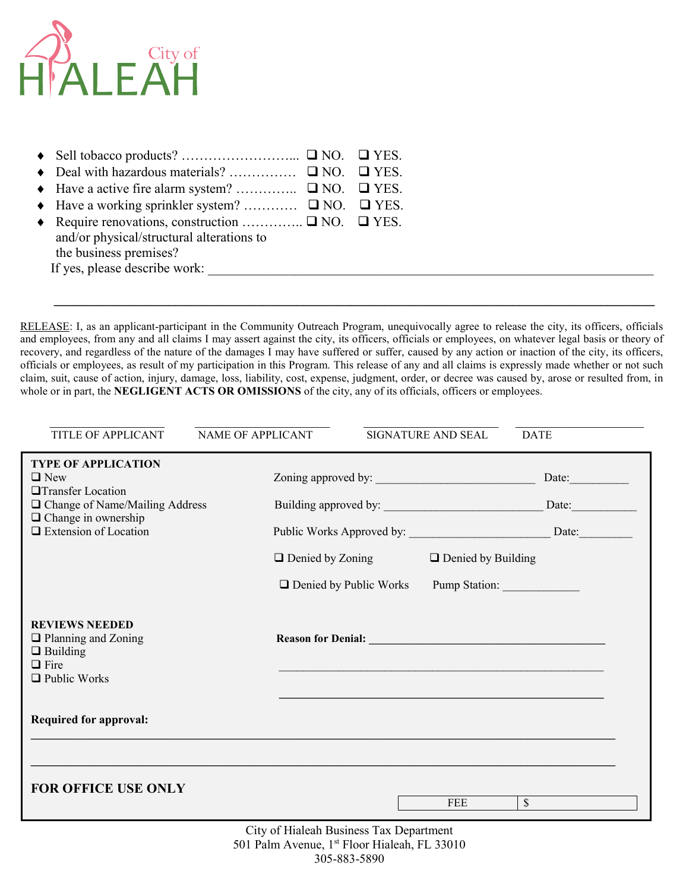City of HIALEAH

- Sell tobacco products? ……………………... ☐ NO. ☐ YES.
- Deal with hazardous materials? …………… ☐ NO. ☐ YES.
- Have a active fire alarm system? ………….. ☐ NO. ☐ YES.
- Have a working sprinkler system? ………… ☐ NO. ☐ YES.
- Require renovations, construction ………….. ☐ NO. ☐ YES.
  and/or physical/structural alterations to
  the business premises?

If yes, please describe work: ____________________________________________________________________

______________________________________________________________________________________

RELEASE: I, as an applicant-participant in the Community Outreach Program, unequivocally agree to release the city, its officers, officials and employees, from any and all claims I may assert against the city, its officers, officials or employees, on whatever legal basis or theory of recovery, and regardless of the nature of the damages I may have suffered or suffer, caused by any action or inaction of the city, its officers, officials or employees, as result of my participation in this Program. This release of any and all claims is expressly made whether or not such claim, suit, cause of action, injury, damage, loss, liability, cost, expense, judgment, order, or decree was caused by, arose or resulted from, in whole or in part, the **NEGLIGENT ACTS OR OMISSIONS** of the city, any of its officials, officers or employees.

| | | | |
|---|---|---|---|
| ____________________ | ____________________ | ____________________ | ____________________ |
| TITLE OF APPLICANT | NAME OF APPLICANT | SIGNATURE AND SEAL | DATE |

**TYPE OF APPLICATION**

- ☐ New
- ☐ Transfer Location
- ☐ Change of Name/Mailing Address
- ☐ Change in ownership
- ☐ Extension of Location

Zoning approved by: ___________________________ Date:__________

Building approved by: ___________________________ Date:__________

Public Works Approved by: _______________________ Date:_________

☐ Denied by Zoning ☐ Denied by Building

☐ Denied by Public Works Pump Station: ____________

**REVIEWS NEEDED**

- ☐ Planning and Zoning
- ☐ Building
- ☐ Fire
- ☐ Public Works

**Reason for Denial:** ________________________________________

________________________________________________________

________________________________________________________

**Required for approval:**

______________________________________________________________________________________

______________________________________________________________________________________

**FOR OFFICE USE ONLY**

| FEE | $ |
|---|---|

City of Hialeah Business Tax Department
501 Palm Avenue, 1st Floor Hialeah, FL 33010
305-883-5890